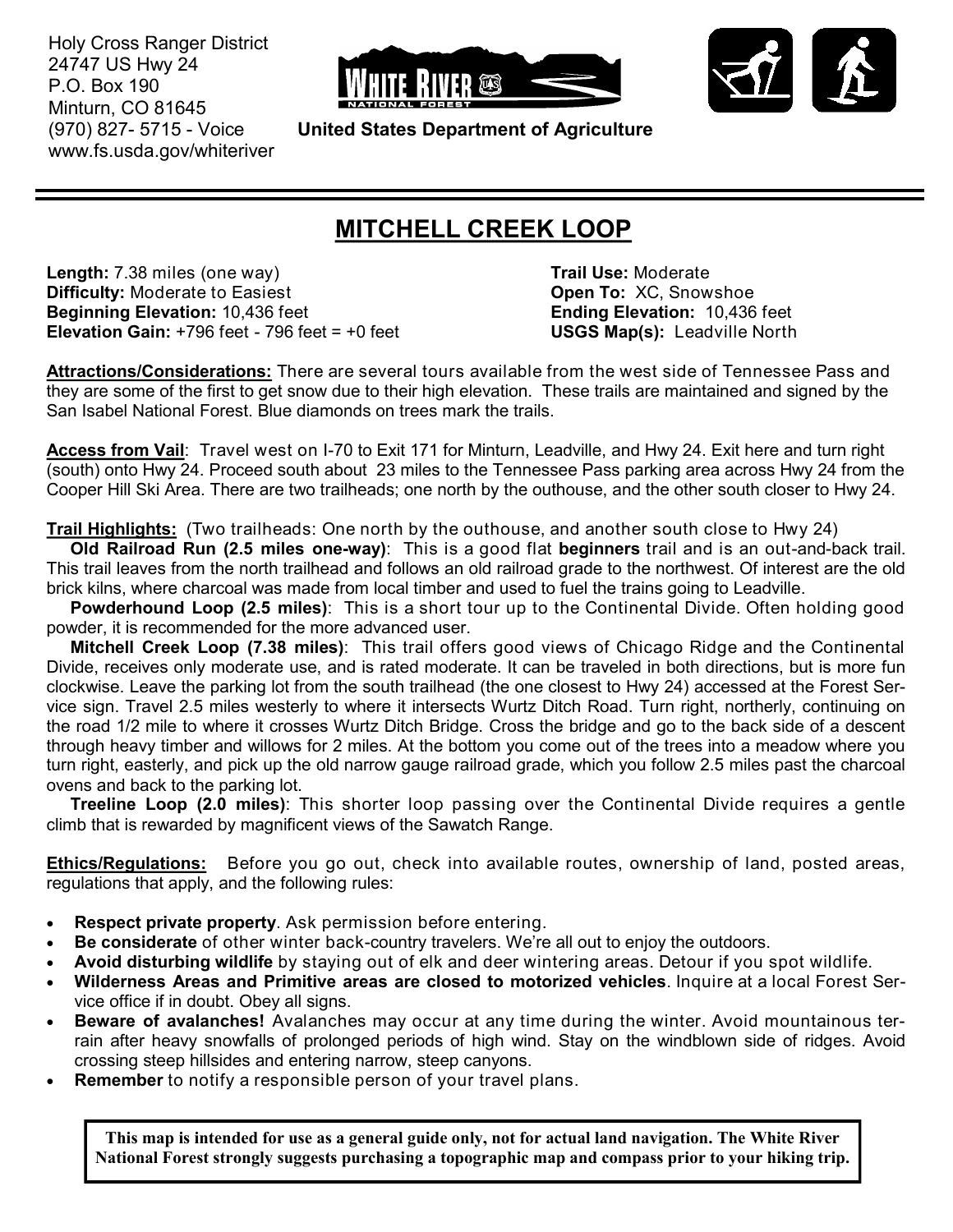Holy Cross Ranger District
24747 US Hwy 24
P.O. Box 190
Minturn, CO 81645
(970) 827- 5715 - Voice
www.fs.usda.gov/whiteriver

**United States Department of Agriculture**

# MITCHELL CREEK LOOP

**Length:** 7.38 miles (one way)
**Difficulty:** Moderate to Easiest
**Beginning Elevation:** 10,436 feet
**Elevation Gain:** +796 feet - 796 feet = +0 feet

**Trail Use:** Moderate
**Open To:** XC, Snowshoe
**Ending Elevation:** 10,436 feet
**USGS Map(s):** Leadville North

**Attractions/Considerations:** There are several tours available from the west side of Tennessee Pass and they are some of the first to get snow due to their high elevation. These trails are maintained and signed by the San Isabel National Forest. Blue diamonds on trees mark the trails.

**Access from Vail**: Travel west on I-70 to Exit 171 for Minturn, Leadville, and Hwy 24. Exit here and turn right (south) onto Hwy 24. Proceed south about 23 miles to the Tennessee Pass parking area across Hwy 24 from the Cooper Hill Ski Area. There are two trailheads; one north by the outhouse, and the other south closer to Hwy 24.

**Trail Highlights:** (Two trailheads: One north by the outhouse, and another south close to Hwy 24)

**Old Railroad Run (2.5 miles one-way)**: This is a good flat **beginners** trail and is an out-and-back trail. This trail leaves from the north trailhead and follows an old railroad grade to the northwest. Of interest are the old brick kilns, where charcoal was made from local timber and used to fuel the trains going to Leadville.

**Powderhound Loop (2.5 miles)**: This is a short tour up to the Continental Divide. Often holding good powder, it is recommended for the more advanced user.

**Mitchell Creek Loop (7.38 miles)**: This trail offers good views of Chicago Ridge and the Continental Divide, receives only moderate use, and is rated moderate. It can be traveled in both directions, but is more fun clockwise. Leave the parking lot from the south trailhead (the one closest to Hwy 24) accessed at the Forest Service sign. Travel 2.5 miles westerly to where it intersects Wurtz Ditch Road. Turn right, northerly, continuing on the road 1/2 mile to where it crosses Wurtz Ditch Bridge. Cross the bridge and go to the back side of a descent through heavy timber and willows for 2 miles. At the bottom you come out of the trees into a meadow where you turn right, easterly, and pick up the old narrow gauge railroad grade, which you follow 2.5 miles past the charcoal ovens and back to the parking lot.

**Treeline Loop (2.0 miles)**: This shorter loop passing over the Continental Divide requires a gentle climb that is rewarded by magnificent views of the Sawatch Range.

**Ethics/Regulations:** Before you go out, check into available routes, ownership of land, posted areas, regulations that apply, and the following rules:

- **Respect private property**. Ask permission before entering.
- **Be considerate** of other winter back-country travelers. We're all out to enjoy the outdoors.
- **Avoid disturbing wildlife** by staying out of elk and deer wintering areas. Detour if you spot wildlife.
- **Wilderness Areas and Primitive areas are closed to motorized vehicles**. Inquire at a local Forest Service office if in doubt. Obey all signs.
- **Beware of avalanches!** Avalanches may occur at any time during the winter. Avoid mountainous terrain after heavy snowfalls of prolonged periods of high wind. Stay on the windblown side of ridges. Avoid crossing steep hillsides and entering narrow, steep canyons.
- **Remember** to notify a responsible person of your travel plans.

**This map is intended for use as a general guide only, not for actual land navigation. The White River National Forest strongly suggests purchasing a topographic map and compass prior to your hiking trip.**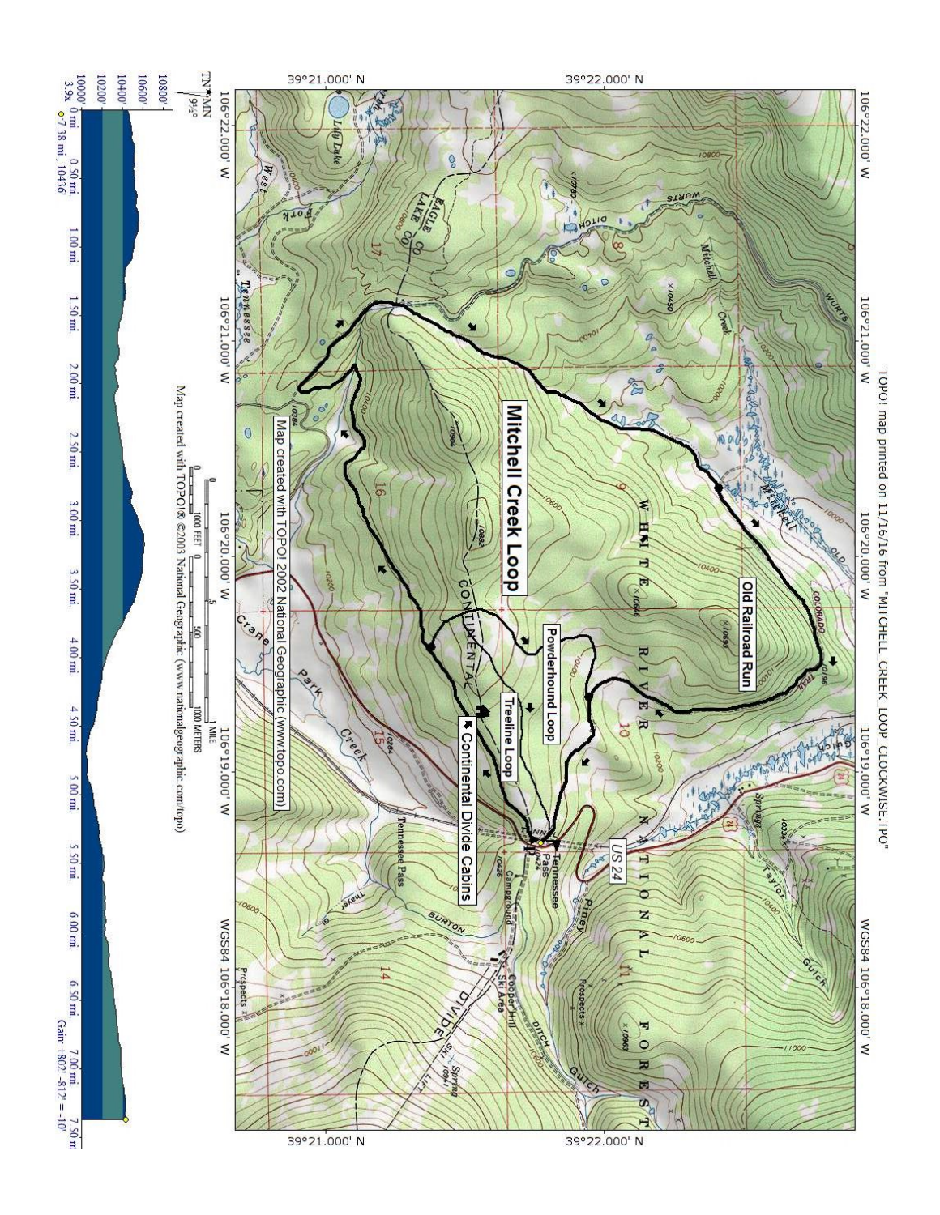TOPO! map printed on 11/16/16 from "MITCHELL_CREEK_LOOP_CLOCKWISE.TPO"

106°22.000' W
106°21.000' W
106°20.000' W
106°19.000' W
WGS84 106°18.000' W

39°22.000' N
39°21.000' N

**Mitchell Creek Loop**

Old Railroad Run

Powderhound Loop

Treeline Loop

Continental Divide Cabins

WHITE RIVER NATIONAL FOREST

Tennessee Pass

US 24

Lily Lake

EAGLE CO
LAKE CO

CONTINENTAL DIVIDE

Mitchell Creek

WURTS DITCH

OLD COLORADO TRAIL

Crane Park Creek

Tennessee Pass

Taylor Gulch

Piney Gulch

Cooper Hill Ski Area

Campground

BURTON DITCH

Prospects

TN MN 9½°

0 — 1000 FEET — 0 — 1000 METERS — 1 MILE

Map created with TOPO!® ©2003 National Geographic (www.nationalgeographic.com/topo)

Map created with TOPO! 2002 National Geographic (www.topo.com)

10800'
10600'
10400'
10200'
10000'
3.9k

0 mi. 0.50 mi. 1.00 mi. 1.50 mi. 2.00 mi. 2.50 mi. 3.00 mi. 3.50 mi. 4.00 mi. 4.50 mi. 5.00 mi. 5.50 mi. 6.00 mi. 6.50 mi. 7.00 mi. 7.50 mi

7.38 mi, 10436'

Gain: +802' -812' = -10'